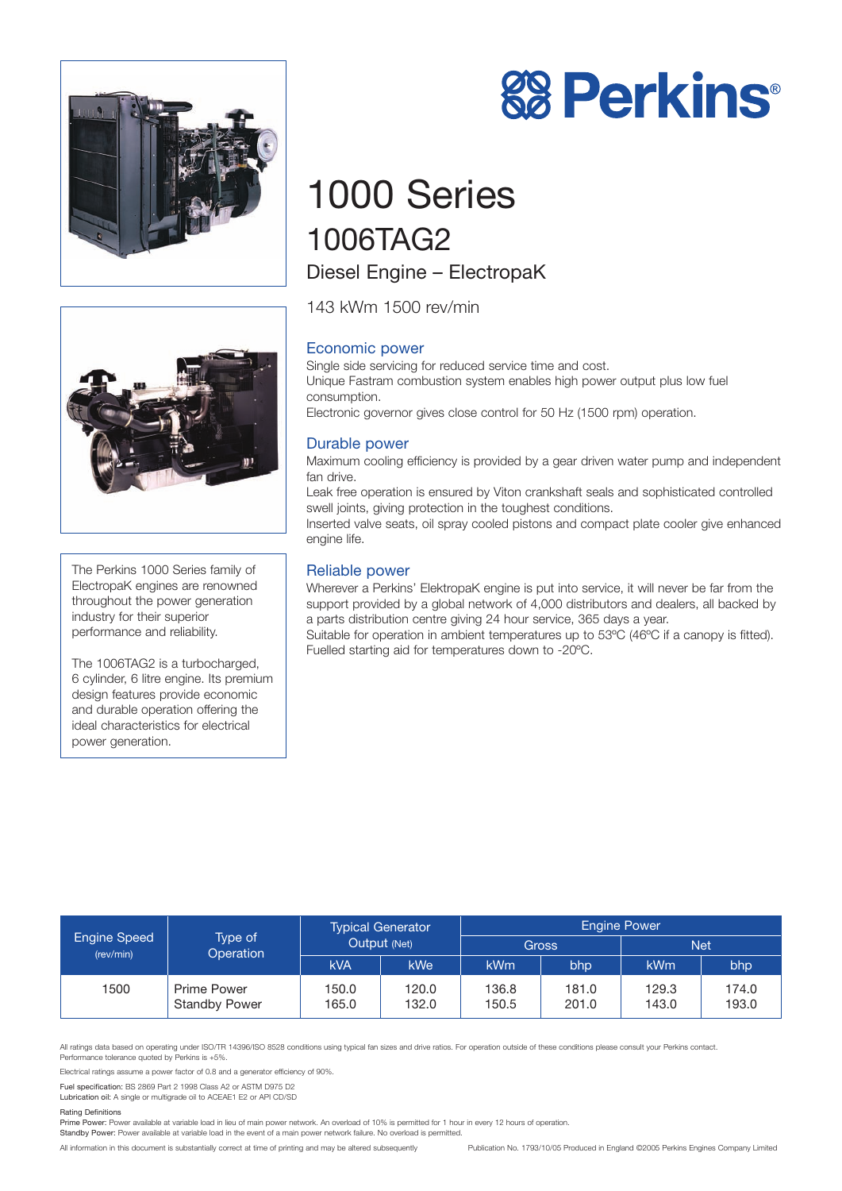# Perkins®

# 1000 Series

## 1006TAG2

### Diesel Engine – ElectropaK

143 kWm 1500 rev/min

The Perkins 1000 Series family of ElectropaK engines are renowned throughout the power generation industry for their superior performance and reliability.

The 1006TAG2 is a turbocharged, 6 cylinder, 6 litre engine. Its premium design features provide economic and durable operation offering the ideal characteristics for electrical power generation.

### Economic power

Single side servicing for reduced service time and cost.
Unique Fastram combustion system enables high power output plus low fuel consumption.
Electronic governor gives close control for 50 Hz (1500 rpm) operation.

### Durable power

Maximum cooling efficiency is provided by a gear driven water pump and independent fan drive.
Leak free operation is ensured by Viton crankshaft seals and sophisticated controlled swell joints, giving protection in the toughest conditions.
Inserted valve seats, oil spray cooled pistons and compact plate cooler give enhanced engine life.

### Reliable power

Wherever a Perkins' ElektropaK engine is put into service, it will never be far from the support provided by a global network of 4,000 distributors and dealers, all backed by a parts distribution centre giving 24 hour service, 365 days a year.
Suitable for operation in ambient temperatures up to 53ºC (46ºC if a canopy is fitted).
Fuelled starting aid for temperatures down to -20ºC.

| Engine Speed (rev/min) | Type of Operation | Typical Generator Output (Net) | | Engine Power | | | |
|---|---|---|---|---|---|---|---|
| | | | | Gross | | Net | |
| | | kVA | kWe | kWm | bhp | kWm | bhp |
| 1500 | Prime Power | 150.0 | 120.0 | 136.8 | 181.0 | 129.3 | 174.0 |
| | Standby Power | 165.0 | 132.0 | 150.5 | 201.0 | 143.0 | 193.0 |

All ratings data based on operating under ISO/TR 14396/ISO 8528 conditions using typical fan sizes and drive ratios. For operation outside of these conditions please consult your Perkins contact.
Performance tolerance quoted by Perkins is ±5%.

Electrical ratings assume a power factor of 0.8 and a generator efficiency of 90%.

**Fuel specification:** BS 2869 Part 2 1998 Class A2 or ASTM D975 D2
**Lubrication oil:** A single or multigrade oil to ACEAE1 E2 or API CD/SD

**Rating Definitions**
**Prime Power:** Power available at variable load in lieu of main power network. An overload of 10% is permitted for 1 hour in every 12 hours of operation.
**Standby Power:** Power available at variable load in the event of a main power network failure. No overload is permitted.

All information in this document is substantially correct at time of printing and may be altered subsequently

Publication No. 1793/10/05 Produced in England ©2005 Perkins Engines Company Limited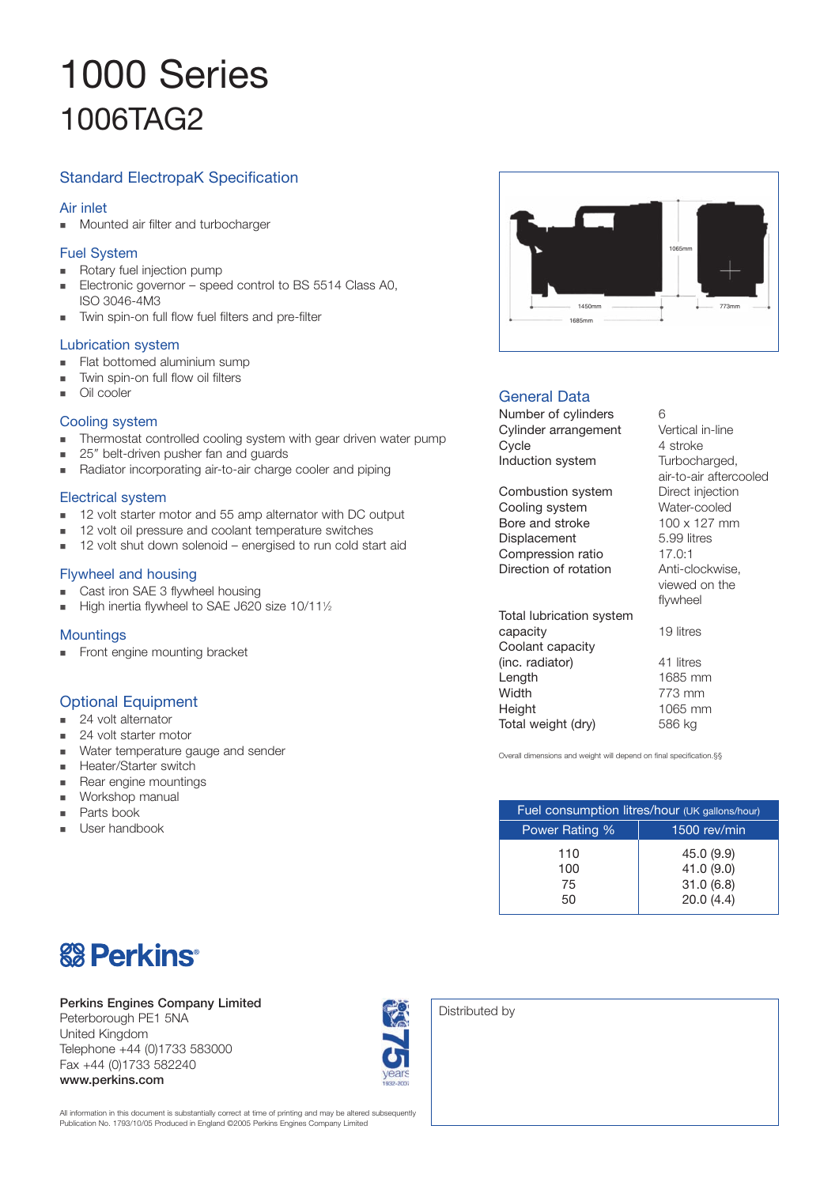# 1000 Series
## 1006TAG2

### Standard ElectropaK Specification

#### Air inlet
- Mounted air filter and turbocharger

#### Fuel System
- Rotary fuel injection pump
- Electronic governor – speed control to BS 5514 Class A0, ISO 3046-4M3
- Twin spin-on full flow fuel filters and pre-filter

#### Lubrication system
- Flat bottomed aluminium sump
- Twin spin-on full flow oil filters
- Oil cooler

#### Cooling system
- Thermostat controlled cooling system with gear driven water pump
- 25″ belt-driven pusher fan and guards
- Radiator incorporating air-to-air charge cooler and piping

#### Electrical system
- 12 volt starter motor and 55 amp alternator with DC output
- 12 volt oil pressure and coolant temperature switches
- 12 volt shut down solenoid – energised to run cold start aid

#### Flywheel and housing
- Cast iron SAE 3 flywheel housing
- High inertia flywheel to SAE J620 size 10/11½

#### Mountings
- Front engine mounting bracket

### Optional Equipment
- 24 volt alternator
- 24 volt starter motor
- Water temperature gauge and sender
- Heater/Starter switch
- Rear engine mountings
- Workshop manual
- Parts book
- User handbook

1065mm
1450mm
1685mm
773mm

### General Data

| | |
|---|---|
| Number of cylinders | 6 |
| Cylinder arrangement | Vertical in-line |
| Cycle | 4 stroke |
| Induction system | Turbocharged, air-to-air aftercooled |
| Combustion system | Direct injection |
| Cooling system | Water-cooled |
| Bore and stroke | 100 x 127 mm |
| Displacement | 5.99 litres |
| Compression ratio | 17.0:1 |
| Direction of rotation | Anti-clockwise, viewed on the flywheel |
| Total lubrication system capacity | 19 litres |
| Coolant capacity (inc. radiator) | 41 litres |
| Length | 1685 mm |
| Width | 773 mm |
| Height | 1065 mm |
| Total weight (dry) | 586 kg |

Overall dimensions and weight will depend on final specification.§§

| Fuel consumption litres/hour (UK gallons/hour) | |
|---|---|
| Power Rating % | 1500 rev/min |
| 110 | 45.0 (9.9) |
| 100 | 41.0 (9.0) |
| 75 | 31.0 (6.8) |
| 50 | 20.0 (4.4) |

**Perkins**

**Perkins Engines Company Limited**
Peterborough PE1 5NA
United Kingdom
Telephone +44 (0)1733 583000
Fax +44 (0)1733 582240
**www.perkins.com**

75 years 1932-2007

Distributed by

All information in this document is substantially correct at time of printing and may be altered subsequently
Publication No. 1793/10/05 Produced in England ©2005 Perkins Engines Company Limited